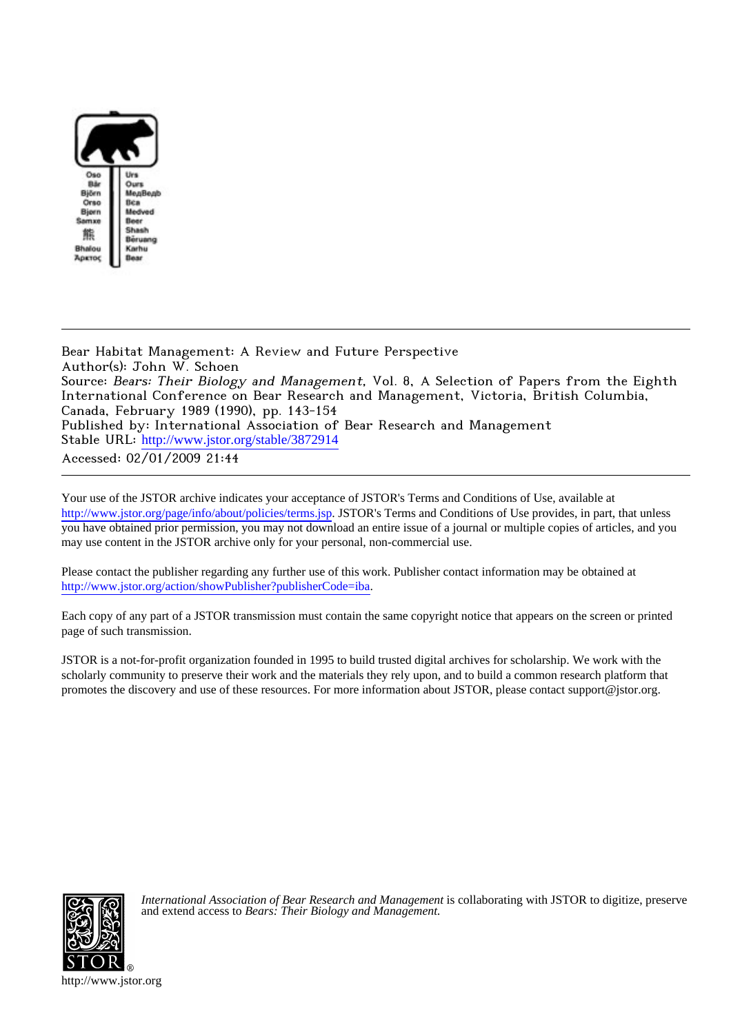Bear Habitat Management: A Review and Future Perspective
Author(s): John W. Schoen
Source: *Bears: Their Biology and Management*, Vol. 8, A Selection of Papers from the Eighth International Conference on Bear Research and Management, Victoria, British Columbia, Canada, February 1989 (1990), pp. 143-154
Published by: International Association of Bear Research and Management
Stable URL: http://www.jstor.org/stable/3872914
Accessed: 02/01/2009 21:44

Your use of the JSTOR archive indicates your acceptance of JSTOR's Terms and Conditions of Use, available at http://www.jstor.org/page/info/about/policies/terms.jsp. JSTOR's Terms and Conditions of Use provides, in part, that unless you have obtained prior permission, you may not download an entire issue of a journal or multiple copies of articles, and you may use content in the JSTOR archive only for your personal, non-commercial use.

Please contact the publisher regarding any further use of this work. Publisher contact information may be obtained at http://www.jstor.org/action/showPublisher?publisherCode=iba.

Each copy of any part of a JSTOR transmission must contain the same copyright notice that appears on the screen or printed page of such transmission.

JSTOR is a not-for-profit organization founded in 1995 to build trusted digital archives for scholarship. We work with the scholarly community to preserve their work and the materials they rely upon, and to build a common research platform that promotes the discovery and use of these resources. For more information about JSTOR, please contact support@jstor.org.

*International Association of Bear Research and Management* is collaborating with JSTOR to digitize, preserve and extend access to *Bears: Their Biology and Management.*

http://www.jstor.org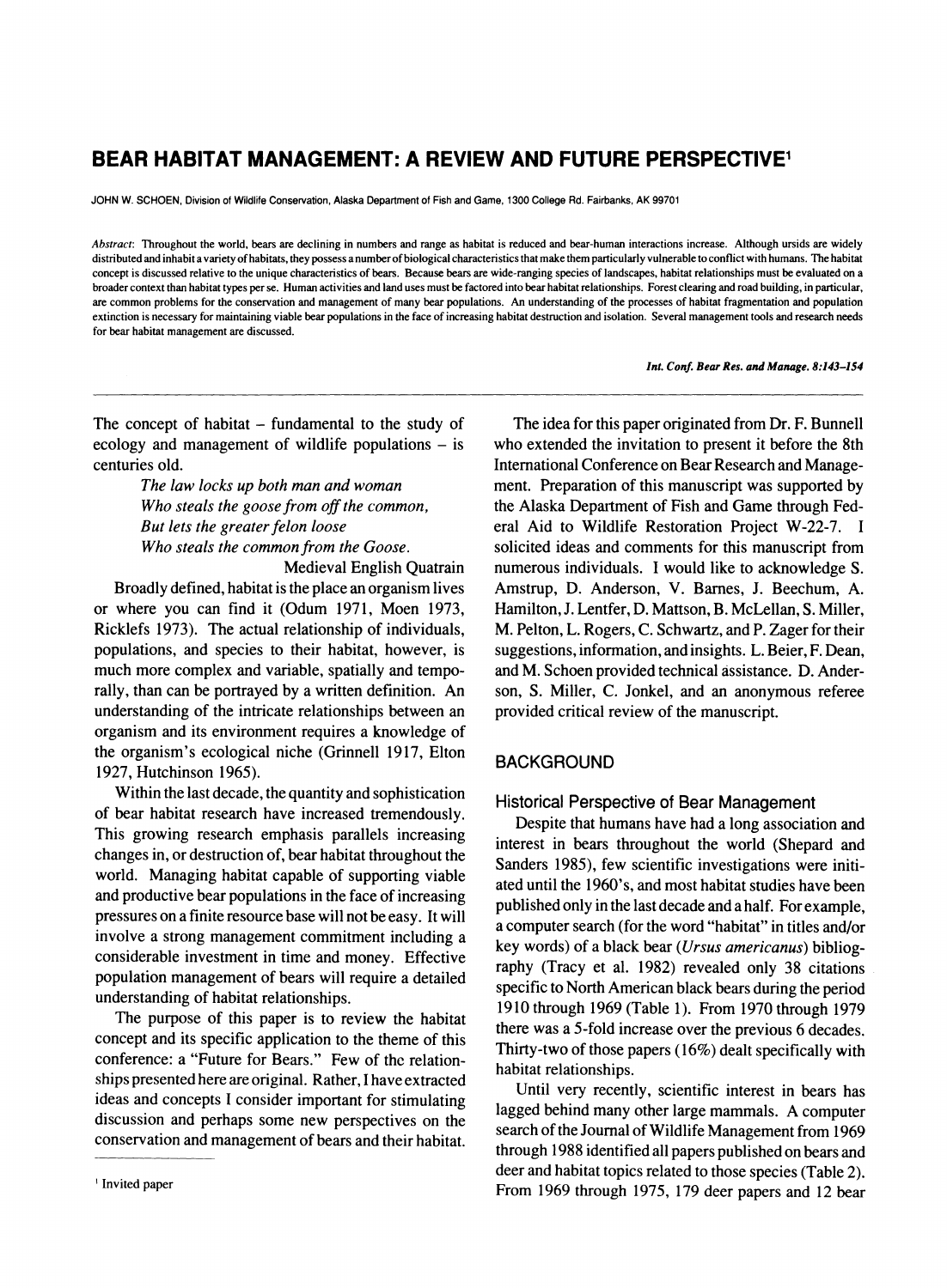# BEAR HABITAT MANAGEMENT: A REVIEW AND FUTURE PERSPECTIVE[1]

JOHN W. SCHOEN, Division of Wildlife Conservation, Alaska Department of Fish and Game, 1300 College Rd. Fairbanks, AK 99701

*Abstract:* Throughout the world, bears are declining in numbers and range as habitat is reduced and bear-human interactions increase. Although ursids are widely distributed and inhabit a variety of habitats, they possess a number of biological characteristics that make them particularly vulnerable to conflict with humans. The habitat concept is discussed relative to the unique characteristics of bears. Because bears are wide-ranging species of landscapes, habitat relationships must be evaluated on a broader context than habitat types per se. Human activities and land uses must be factored into bear habitat relationships. Forest clearing and road building, in particular, are common problems for the conservation and management of many bear populations. An understanding of the processes of habitat fragmentation and population extinction is necessary for maintaining viable bear populations in the face of increasing habitat destruction and isolation. Several management tools and research needs for bear habitat management are discussed.

The concept of habitat – fundamental to the study of ecology and management of wildlife populations – is centuries old.

> *The law locks up both man and woman*
> *Who steals the goose from off the common,*
> *But lets the greater felon loose*
> *Who steals the common from the Goose.*
>
> Medieval English Quatrain

Broadly defined, habitat is the place an organism lives or where you can find it (Odum 1971, Moen 1973, Ricklefs 1973). The actual relationship of individuals, populations, and species to their habitat, however, is much more complex and variable, spatially and temporally, than can be portrayed by a written definition. An understanding of the intricate relationships between an organism and its environment requires a knowledge of the organism's ecological niche (Grinnell 1917, Elton 1927, Hutchinson 1965).

Within the last decade, the quantity and sophistication of bear habitat research have increased tremendously. This growing research emphasis parallels increasing changes in, or destruction of, bear habitat throughout the world. Managing habitat capable of supporting viable and productive bear populations in the face of increasing pressures on a finite resource base will not be easy. It will involve a strong management commitment including a considerable investment in time and money. Effective population management of bears will require a detailed understanding of habitat relationships.

The purpose of this paper is to review the habitat concept and its specific application to the theme of this conference: a "Future for Bears." Few of the relationships presented here are original. Rather, I have extracted ideas and concepts I consider important for stimulating discussion and perhaps some new perspectives on the conservation and management of bears and their habitat.

The idea for this paper originated from Dr. F. Bunnell who extended the invitation to present it before the 8th International Conference on Bear Research and Management. Preparation of this manuscript was supported by the Alaska Department of Fish and Game through Federal Aid to Wildlife Restoration Project W-22-7. I solicited ideas and comments for this manuscript from numerous individuals. I would like to acknowledge S. Amstrup, D. Anderson, V. Barnes, J. Beechum, A. Hamilton, J. Lentfer, D. Mattson, B. McLellan, S. Miller, M. Pelton, L. Rogers, C. Schwartz, and P. Zager for their suggestions, information, and insights. L. Beier, F. Dean, and M. Schoen provided technical assistance. D. Anderson, S. Miller, C. Jonkel, and an anonymous referee provided critical review of the manuscript.

## BACKGROUND

### Historical Perspective of Bear Management

Despite that humans have had a long association and interest in bears throughout the world (Shepard and Sanders 1985), few scientific investigations were initiated until the 1960's, and most habitat studies have been published only in the last decade and a half. For example, a computer search (for the word "habitat" in titles and/or key words) of a black bear (*Ursus americanus*) bibliography (Tracy et al. 1982) revealed only 38 citations specific to North American black bears during the period 1910 through 1969 (Table 1). From 1970 through 1979 there was a 5-fold increase over the previous 6 decades. Thirty-two of those papers (16%) dealt specifically with habitat relationships.

Until very recently, scientific interest in bears has lagged behind many other large mammals. A computer search of the Journal of Wildlife Management from 1969 through 1988 identified all papers published on bears and deer and habitat topics related to those species (Table 2). From 1969 through 1975, 179 deer papers and 12 bear

[1] Invited paper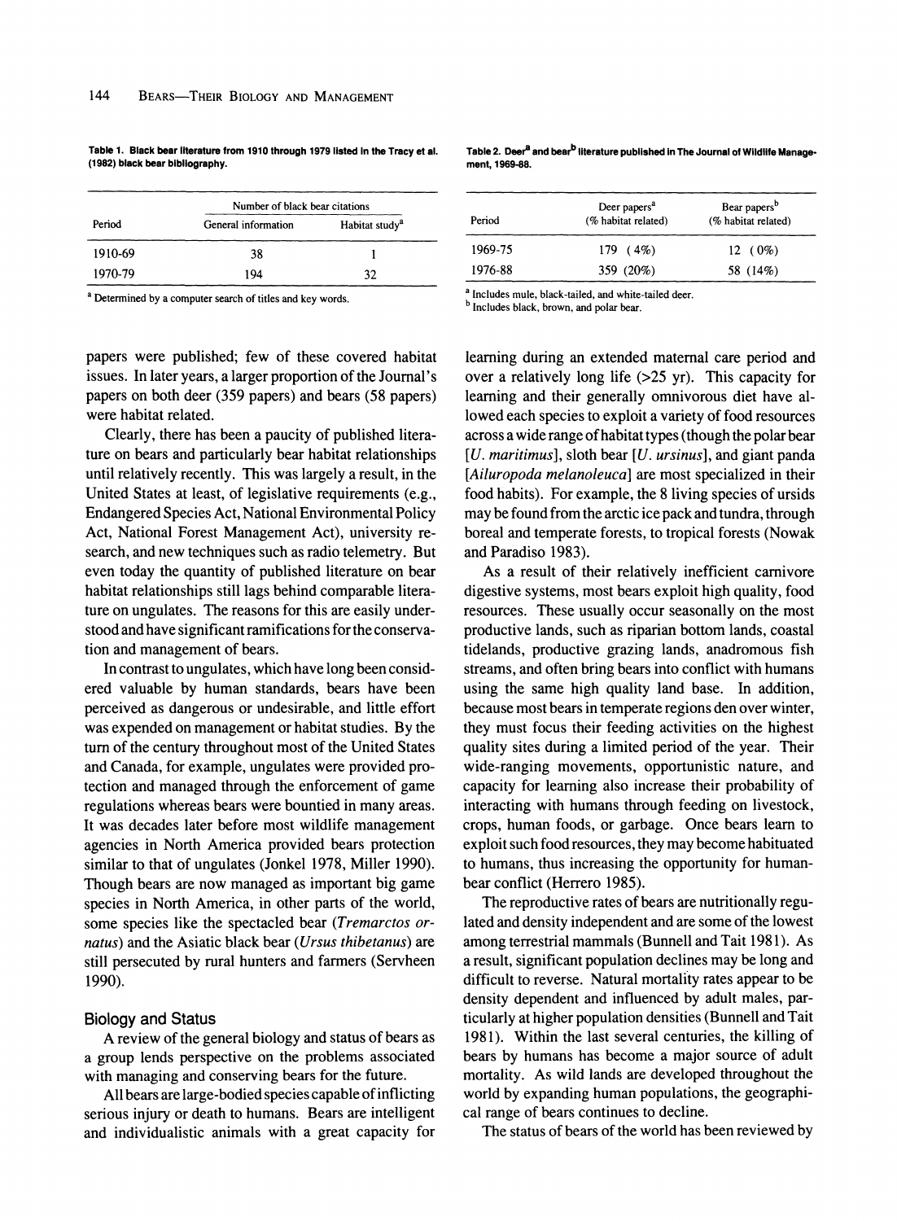**Table 1. Black bear literature from 1910 through 1979 listed in the Tracy et al. (1982) black bear bibliography.**

| Period | Number of black bear citations | |
|---|---|---|
| | General information | Habitat study[a] |
| 1910-69 | 38 | 1 |
| 1970-79 | 194 | 32 |

[a] Determined by a computer search of titles and key words.

**Table 2. Deer[a] and bear[b] literature published in The Journal of Wildlife Management, 1969-88.**

| Period | Deer papers[a] (% habitat related) | Bear papers[b] (% habitat related) |
|---|---|---|
| 1969-75 | 179 (4%) | 12 (0%) |
| 1976-88 | 359 (20%) | 58 (14%) |

[a] Includes mule, black-tailed, and white-tailed deer.
[b] Includes black, brown, and polar bear.

papers were published; few of these covered habitat issues. In later years, a larger proportion of the Journal's papers on both deer (359 papers) and bears (58 papers) were habitat related.

Clearly, there has been a paucity of published literature on bears and particularly bear habitat relationships until relatively recently. This was largely a result, in the United States at least, of legislative requirements (e.g., Endangered Species Act, National Environmental Policy Act, National Forest Management Act), university research, and new techniques such as radio telemetry. But even today the quantity of published literature on bear habitat relationships still lags behind comparable literature on ungulates. The reasons for this are easily understood and have significant ramifications for the conservation and management of bears.

In contrast to ungulates, which have long been considered valuable by human standards, bears have been perceived as dangerous or undesirable, and little effort was expended on management or habitat studies. By the turn of the century throughout most of the United States and Canada, for example, ungulates were provided protection and managed through the enforcement of game regulations whereas bears were bountied in many areas. It was decades later before most wildlife management agencies in North America provided bears protection similar to that of ungulates (Jonkel 1978, Miller 1990). Though bears are now managed as important big game species in North America, in other parts of the world, some species like the spectacled bear (*Tremarctos ornatus*) and the Asiatic black bear (*Ursus thibetanus*) are still persecuted by rural hunters and farmers (Servheen 1990).

## Biology and Status

A review of the general biology and status of bears as a group lends perspective on the problems associated with managing and conserving bears for the future.

All bears are large-bodied species capable of inflicting serious injury or death to humans. Bears are intelligent and individualistic animals with a great capacity for learning during an extended maternal care period and over a relatively long life (>25 yr). This capacity for learning and their generally omnivorous diet have allowed each species to exploit a variety of food resources across a wide range of habitat types (though the polar bear [*U. maritimus*], sloth bear [*U. ursinus*], and giant panda [*Ailuropoda melanoleuca*] are most specialized in their food habits). For example, the 8 living species of ursids may be found from the arctic ice pack and tundra, through boreal and temperate forests, to tropical forests (Nowak and Paradiso 1983).

As a result of their relatively inefficient carnivore digestive systems, most bears exploit high quality, food resources. These usually occur seasonally on the most productive lands, such as riparian bottom lands, coastal tidelands, productive grazing lands, anadromous fish streams, and often bring bears into conflict with humans using the same high quality land base. In addition, because most bears in temperate regions den over winter, they must focus their feeding activities on the highest quality sites during a limited period of the year. Their wide-ranging movements, opportunistic nature, and capacity for learning also increase their probability of interacting with humans through feeding on livestock, crops, human foods, or garbage. Once bears learn to exploit such food resources, they may become habituated to humans, thus increasing the opportunity for human-bear conflict (Herrero 1985).

The reproductive rates of bears are nutritionally regulated and density independent and are some of the lowest among terrestrial mammals (Bunnell and Tait 1981). As a result, significant population declines may be long and difficult to reverse. Natural mortality rates appear to be density dependent and influenced by adult males, particularly at higher population densities (Bunnell and Tait 1981). Within the last several centuries, the killing of bears by humans has become a major source of adult mortality. As wild lands are developed throughout the world by expanding human populations, the geographical range of bears continues to decline.

The status of bears of the world has been reviewed by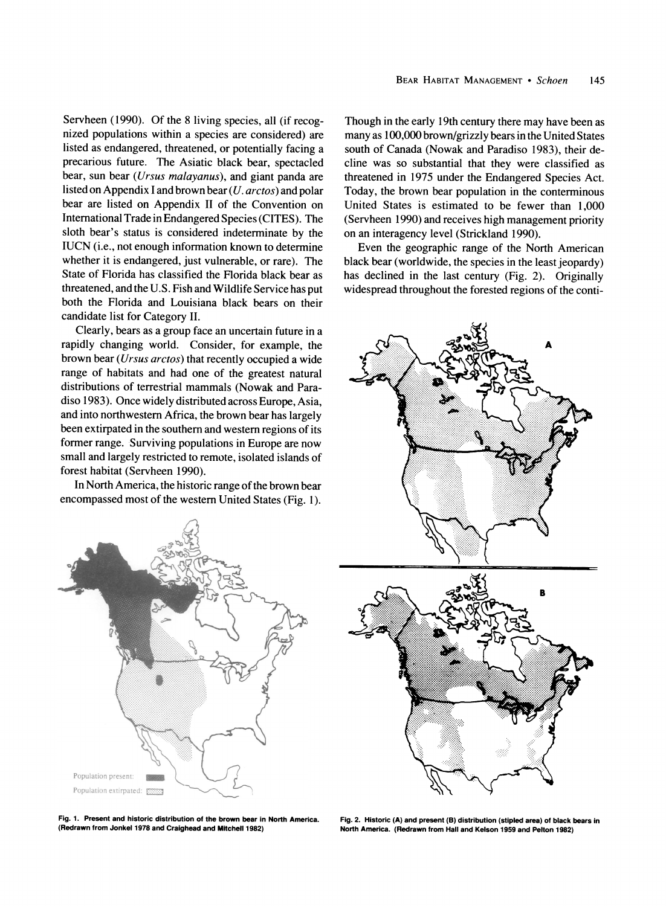Servheen (1990). Of the 8 living species, all (if recognized populations within a species are considered) are listed as endangered, threatened, or potentially facing a precarious future. The Asiatic black bear, spectacled bear, sun bear (*Ursus malayanus*), and giant panda are listed on Appendix I and brown bear (*U. arctos*) and polar bear are listed on Appendix II of the Convention on International Trade in Endangered Species (CITES). The sloth bear's status is considered indeterminate by the IUCN (i.e., not enough information known to determine whether it is endangered, just vulnerable, or rare). The State of Florida has classified the Florida black bear as threatened, and the U.S. Fish and Wildlife Service has put both the Florida and Louisiana black bears on their candidate list for Category II.

Clearly, bears as a group face an uncertain future in a rapidly changing world. Consider, for example, the brown bear (*Ursus arctos*) that recently occupied a wide range of habitats and had one of the greatest natural distributions of terrestrial mammals (Nowak and Paradiso 1983). Once widely distributed across Europe, Asia, and into northwestern Africa, the brown bear has largely been extirpated in the southern and western regions of its former range. Surviving populations in Europe are now small and largely restricted to remote, isolated islands of forest habitat (Servheen 1990).

In North America, the historic range of the brown bear encompassed most of the western United States (Fig. 1). Though in the early 19th century there may have been as many as 100,000 brown/grizzly bears in the United States south of Canada (Nowak and Paradiso 1983), their decline was so substantial that they were classified as threatened in 1975 under the Endangered Species Act. Today, the brown bear population in the conterminous United States is estimated to be fewer than 1,000 (Servheen 1990) and receives high management priority on an interagency level (Strickland 1990).

Even the geographic range of the North American black bear (worldwide, the species in the least jeopardy) has declined in the last century (Fig. 2). Originally widespread throughout the forested regions of the conti-

Population present:

Population extirpated:

**Fig. 1. Present and historic distribution of the brown bear in North America. (Redrawn from Jonkel 1978 and Craighead and Mitchell 1982)**

**Fig. 2. Historic (A) and present (B) distribution (stipled area) of black bears in North America. (Redrawn from Hall and Kelson 1959 and Pelton 1982)**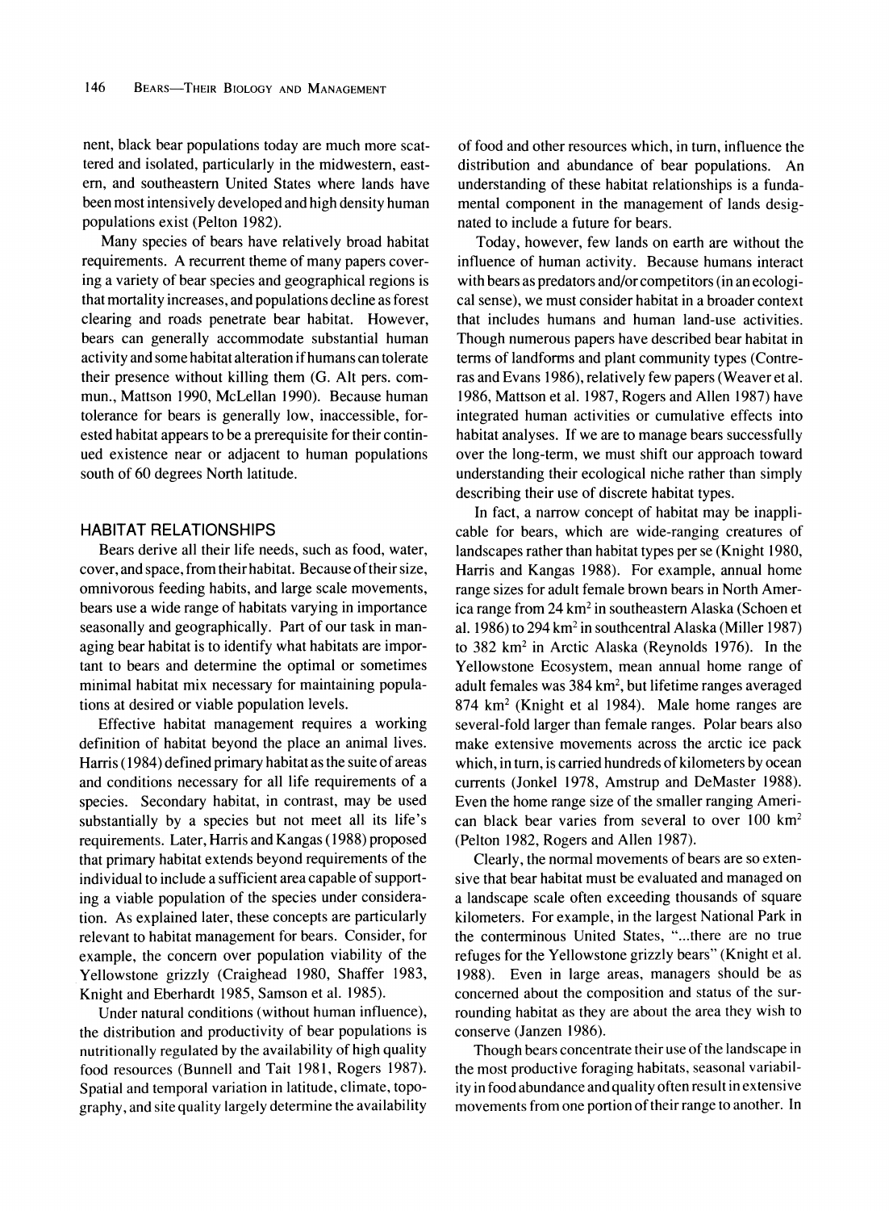nent, black bear populations today are much more scattered and isolated, particularly in the midwestern, eastern, and southeastern United States where lands have been most intensively developed and high density human populations exist (Pelton 1982).

Many species of bears have relatively broad habitat requirements. A recurrent theme of many papers covering a variety of bear species and geographical regions is that mortality increases, and populations decline as forest clearing and roads penetrate bear habitat. However, bears can generally accommodate substantial human activity and some habitat alteration if humans can tolerate their presence without killing them (G. Alt pers. commun., Mattson 1990, McLellan 1990). Because human tolerance for bears is generally low, inaccessible, forested habitat appears to be a prerequisite for their continued existence near or adjacent to human populations south of 60 degrees North latitude.

## HABITAT RELATIONSHIPS

Bears derive all their life needs, such as food, water, cover, and space, from their habitat. Because of their size, omnivorous feeding habits, and large scale movements, bears use a wide range of habitats varying in importance seasonally and geographically. Part of our task in managing bear habitat is to identify what habitats are important to bears and determine the optimal or sometimes minimal habitat mix necessary for maintaining populations at desired or viable population levels.

Effective habitat management requires a working definition of habitat beyond the place an animal lives. Harris (1984) defined primary habitat as the suite of areas and conditions necessary for all life requirements of a species. Secondary habitat, in contrast, may be used substantially by a species but not meet all its life's requirements. Later, Harris and Kangas (1988) proposed that primary habitat extends beyond requirements of the individual to include a sufficient area capable of supporting a viable population of the species under consideration. As explained later, these concepts are particularly relevant to habitat management for bears. Consider, for example, the concern over population viability of the Yellowstone grizzly (Craighead 1980, Shaffer 1983, Knight and Eberhardt 1985, Samson et al. 1985).

Under natural conditions (without human influence), the distribution and productivity of bear populations is nutritionally regulated by the availability of high quality food resources (Bunnell and Tait 1981, Rogers 1987). Spatial and temporal variation in latitude, climate, topography, and site quality largely determine the availability of food and other resources which, in turn, influence the distribution and abundance of bear populations. An understanding of these habitat relationships is a fundamental component in the management of lands designated to include a future for bears.

Today, however, few lands on earth are without the influence of human activity. Because humans interact with bears as predators and/or competitors (in an ecological sense), we must consider habitat in a broader context that includes humans and human land-use activities. Though numerous papers have described bear habitat in terms of landforms and plant community types (Contreras and Evans 1986), relatively few papers (Weaver et al. 1986, Mattson et al. 1987, Rogers and Allen 1987) have integrated human activities or cumulative effects into habitat analyses. If we are to manage bears successfully over the long-term, we must shift our approach toward understanding their ecological niche rather than simply describing their use of discrete habitat types.

In fact, a narrow concept of habitat may be inapplicable for bears, which are wide-ranging creatures of landscapes rather than habitat types per se (Knight 1980, Harris and Kangas 1988). For example, annual home range sizes for adult female brown bears in North America range from 24 km$^2$ in southeastern Alaska (Schoen et al. 1986) to 294 km$^2$ in southcentral Alaska (Miller 1987) to 382 km$^2$ in Arctic Alaska (Reynolds 1976). In the Yellowstone Ecosystem, mean annual home range of adult females was 384 km$^2$, but lifetime ranges averaged 874 km$^2$ (Knight et al 1984). Male home ranges are several-fold larger than female ranges. Polar bears also make extensive movements across the arctic ice pack which, in turn, is carried hundreds of kilometers by ocean currents (Jonkel 1978, Amstrup and DeMaster 1988). Even the home range size of the smaller ranging American black bear varies from several to over 100 km$^2$ (Pelton 1982, Rogers and Allen 1987).

Clearly, the normal movements of bears are so extensive that bear habitat must be evaluated and managed on a landscape scale often exceeding thousands of square kilometers. For example, in the largest National Park in the conterminous United States, "...there are no true refuges for the Yellowstone grizzly bears" (Knight et al. 1988). Even in large areas, managers should be as concerned about the composition and status of the surrounding habitat as they are about the area they wish to conserve (Janzen 1986).

Though bears concentrate their use of the landscape in the most productive foraging habitats, seasonal variability in food abundance and quality often result in extensive movements from one portion of their range to another. In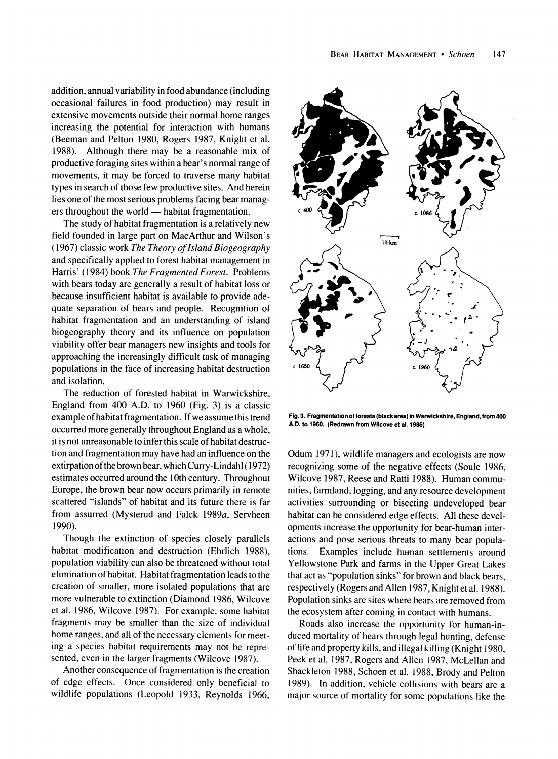addition, annual variability in food abundance (including occasional failures in food production) may result in extensive movements outside their normal home ranges increasing the potential for interaction with humans (Beeman and Pelton 1980, Rogers 1987, Knight et al. 1988). Although there may be a reasonable mix of productive foraging sites within a bear's normal range of movements, it may be forced to traverse many habitat types in search of those few productive sites. And herein lies one of the most serious problems facing bear managers throughout the world — habitat fragmentation.

The study of habitat fragmentation is a relatively new field founded in large part on MacArthur and Wilson's (1967) classic work *The Theory of Island Biogeography* and specifically applied to forest habitat management in Harris' (1984) book *The Fragmented Forest*. Problems with bears today are generally a result of habitat loss or because insufficient habitat is available to provide adequate separation of bears and people. Recognition of habitat fragmentation and an understanding of island biogeography theory and its influence on population viability offer bear managers new insights and tools for approaching the increasingly difficult task of managing populations in the face of increasing habitat destruction and isolation.

The reduction of forested habitat in Warwickshire, England from 400 A.D. to 1960 (Fig. 3) is a classic example of habitat fragmentation. If we assume this trend occurred more generally throughout England as a whole, it is not unreasonable to infer this scale of habitat destruction and fragmentation may have had an influence on the extirpation of the brown bear, which Curry-Lindahl (1972) estimates occurred around the 10th century. Throughout Europe, the brown bear now occurs primarily in remote scattered "islands" of habitat and its future there is far from assurred (Mysterud and Falck 1989*a*, Servheen 1990).

Though the extinction of species closely parallels habitat modification and destruction (Ehrlich 1988), population viability can also be threatened without total elimination of habitat. Habitat fragmentation leads to the creation of smaller, more isolated populations that are more vulnerable to extinction (Diamond 1986, Wilcove et al. 1986, Wilcove 1987). For example, some habitat fragments may be smaller than the size of individual home ranges, and all of the necessary elements for meeting a species habitat requirements may not be represented, even in the larger fragments (Wilcove 1987).

Another consequence of fragmentation is the creation of edge effects. Once considered only beneficial to wildlife populations (Leopold 1933, Reynolds 1966, Odum 1971), wildlife managers and ecologists are now recognizing some of the negative effects (Soule 1986, Wilcove 1987, Reese and Ratti 1988). Human communities, farmland, logging, and any resource development activities surrounding or bisecting undeveloped bear habitat can be considered edge effects. All these developments increase the opportunity for bear-human interactions and pose serious threats to many bear populations. Examples include human settlements around Yellowstone Park and farms in the Upper Great Lakes that act as "population sinks" for brown and black bears, respectively (Rogers and Allen 1987, Knight et al. 1988). Population sinks are sites where bears are removed from the ecosystem after coming in contact with humans.

Roads also increase the opportunity for human-induced mortality of bears through legal hunting, defense of life and property kills, and illegal killing (Knight 1980, Peek et al. 1987, Rogers and Allen 1987, McLellan and Shackleton 1988, Schoen et al. 1988, Brody and Pelton 1989). In addition, vehicle collisions with bears are a major source of mortality for some populations like the

**Fig. 3. Fragmentation of forests (black area) in Warwickshire, England, from 400 A.D. to 1960. (Redrawn from Wilcove et al. 1986)**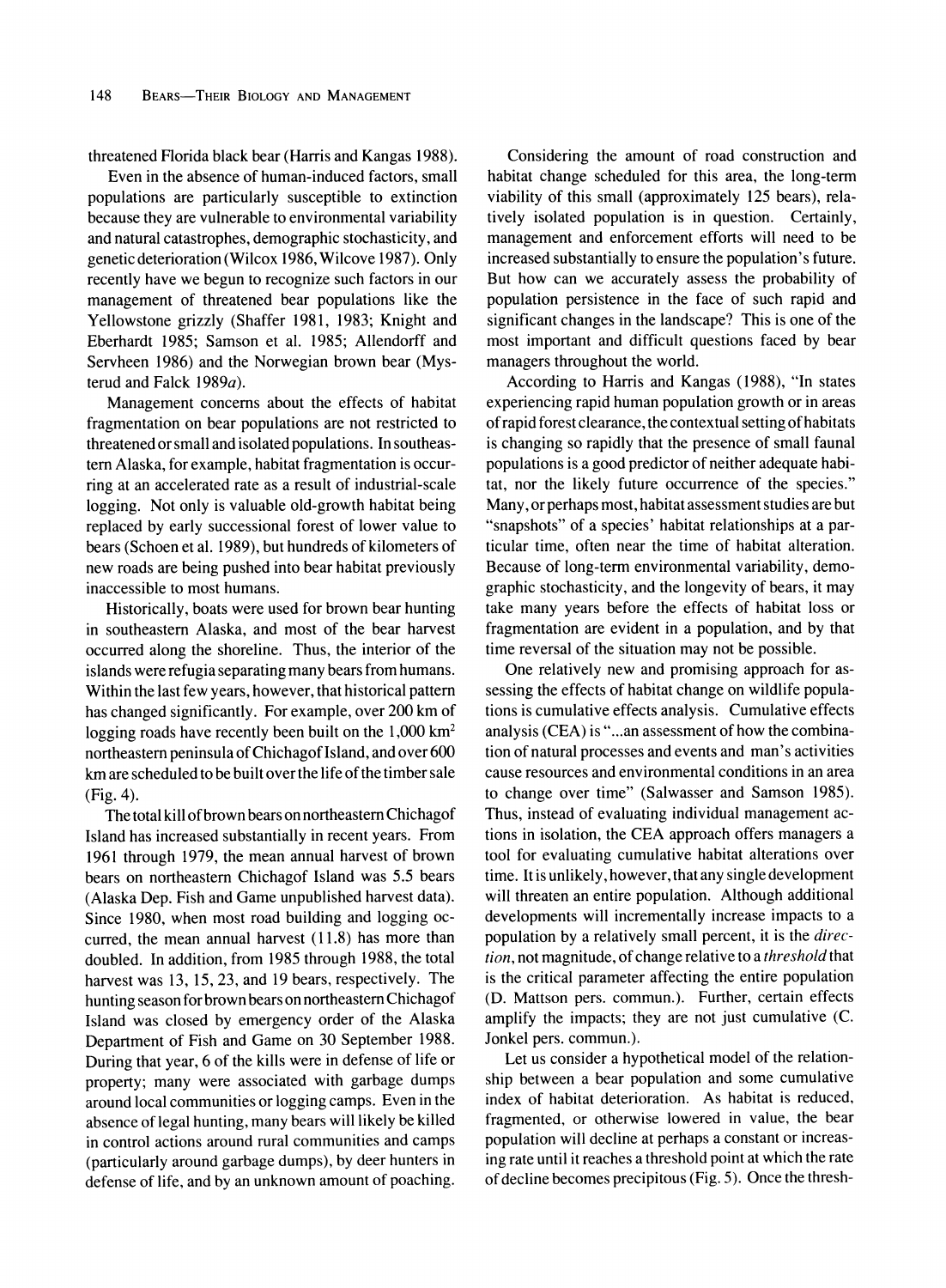threatened Florida black bear (Harris and Kangas 1988).

Even in the absence of human-induced factors, small populations are particularly susceptible to extinction because they are vulnerable to environmental variability and natural catastrophes, demographic stochasticity, and genetic deterioration (Wilcox 1986, Wilcove 1987). Only recently have we begun to recognize such factors in our management of threatened bear populations like the Yellowstone grizzly (Shaffer 1981, 1983; Knight and Eberhardt 1985; Samson et al. 1985; Allendorff and Servheen 1986) and the Norwegian brown bear (Mysterud and Falck 1989*a*).

Management concerns about the effects of habitat fragmentation on bear populations are not restricted to threatened or small and isolated populations. In southeastern Alaska, for example, habitat fragmentation is occurring at an accelerated rate as a result of industrial-scale logging. Not only is valuable old-growth habitat being replaced by early successional forest of lower value to bears (Schoen et al. 1989), but hundreds of kilometers of new roads are being pushed into bear habitat previously inaccessible to most humans.

Historically, boats were used for brown bear hunting in southeastern Alaska, and most of the bear harvest occurred along the shoreline. Thus, the interior of the islands were refugia separating many bears from humans. Within the last few years, however, that historical pattern has changed significantly. For example, over 200 km of logging roads have recently been built on the 1,000 km$^2$ northeastern peninsula of Chichagof Island, and over 600 km are scheduled to be built over the life of the timber sale (Fig. 4).

The total kill of brown bears on northeastern Chichagof Island has increased substantially in recent years. From 1961 through 1979, the mean annual harvest of brown bears on northeastern Chichagof Island was 5.5 bears (Alaska Dep. Fish and Game unpublished harvest data). Since 1980, when most road building and logging occurred, the mean annual harvest (11.8) has more than doubled. In addition, from 1985 through 1988, the total harvest was 13, 15, 23, and 19 bears, respectively. The hunting season for brown bears on northeastern Chichagof Island was closed by emergency order of the Alaska Department of Fish and Game on 30 September 1988. During that year, 6 of the kills were in defense of life or property; many were associated with garbage dumps around local communities or logging camps. Even in the absence of legal hunting, many bears will likely be killed in control actions around rural communities and camps (particularly around garbage dumps), by deer hunters in defense of life, and by an unknown amount of poaching.

Considering the amount of road construction and habitat change scheduled for this area, the long-term viability of this small (approximately 125 bears), relatively isolated population is in question. Certainly, management and enforcement efforts will need to be increased substantially to ensure the population's future. But how can we accurately assess the probability of population persistence in the face of such rapid and significant changes in the landscape? This is one of the most important and difficult questions faced by bear managers throughout the world.

According to Harris and Kangas (1988), "In states experiencing rapid human population growth or in areas of rapid forest clearance, the contextual setting of habitats is changing so rapidly that the presence of small faunal populations is a good predictor of neither adequate habitat, nor the likely future occurrence of the species." Many, or perhaps most, habitat assessment studies are but "snapshots" of a species' habitat relationships at a particular time, often near the time of habitat alteration. Because of long-term environmental variability, demographic stochasticity, and the longevity of bears, it may take many years before the effects of habitat loss or fragmentation are evident in a population, and by that time reversal of the situation may not be possible.

One relatively new and promising approach for assessing the effects of habitat change on wildlife populations is cumulative effects analysis. Cumulative effects analysis (CEA) is "...an assessment of how the combination of natural processes and events and man's activities cause resources and environmental conditions in an area to change over time" (Salwasser and Samson 1985). Thus, instead of evaluating individual management actions in isolation, the CEA approach offers managers a tool for evaluating cumulative habitat alterations over time. It is unlikely, however, that any single development will threaten an entire population. Although additional developments will incrementally increase impacts to a population by a relatively small percent, it is the *direction*, not magnitude, of change relative to a *threshold* that is the critical parameter affecting the entire population (D. Mattson pers. commun.). Further, certain effects amplify the impacts; they are not just cumulative (C. Jonkel pers. commun.).

Let us consider a hypothetical model of the relationship between a bear population and some cumulative index of habitat deterioration. As habitat is reduced, fragmented, or otherwise lowered in value, the bear population will decline at perhaps a constant or increasing rate until it reaches a threshold point at which the rate of decline becomes precipitous (Fig. 5). Once the thresh-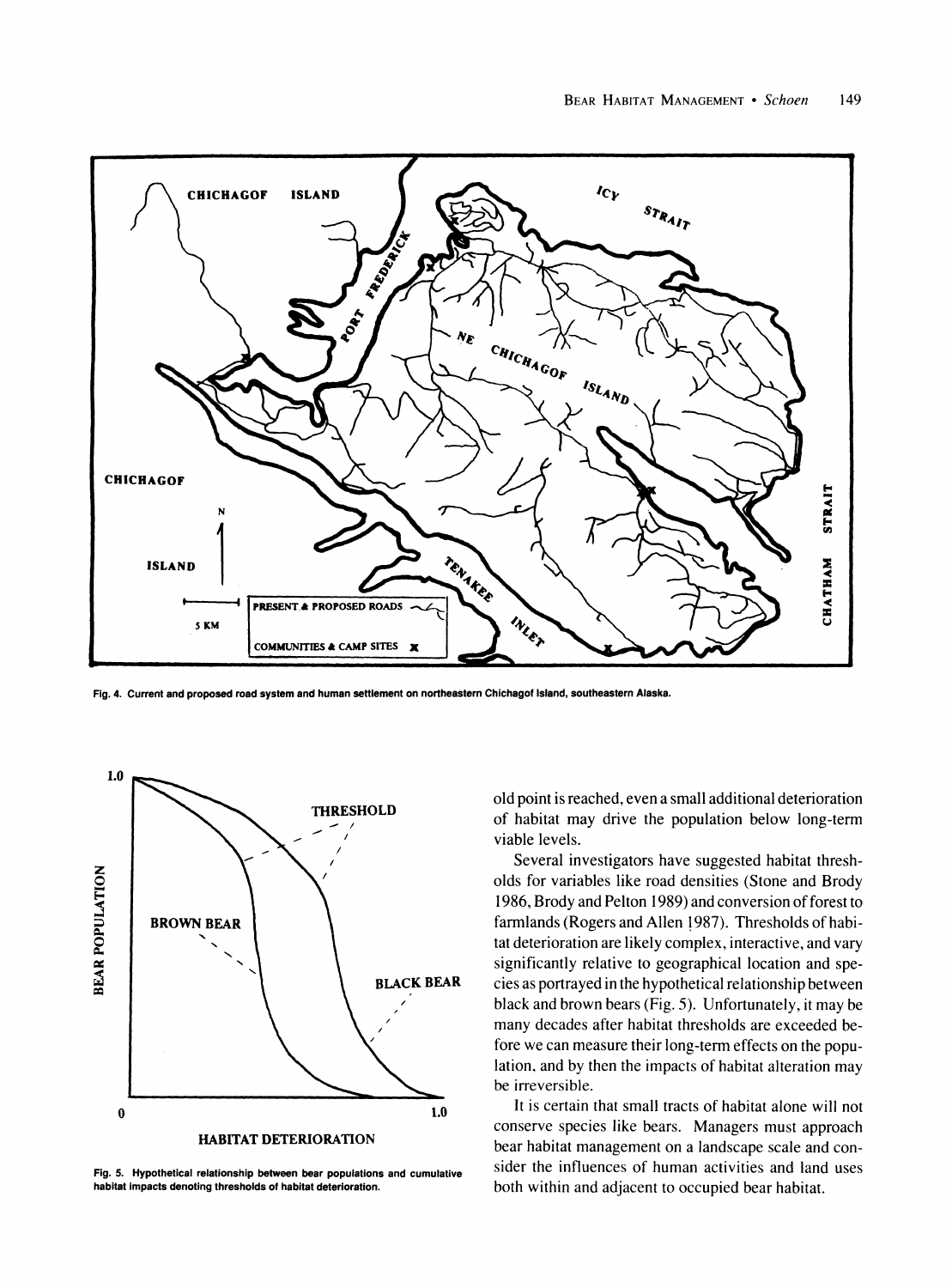Fig. 4. Current and proposed road system and human settlement on northeastern Chichagof Island, southeastern Alaska.

Fig. 5. Hypothetical relationship between bear populations and cumulative habitat impacts denoting thresholds of habitat deterioration.

old point is reached, even a small additional deterioration of habitat may drive the population below long-term viable levels.

Several investigators have suggested habitat thresholds for variables like road densities (Stone and Brody 1986, Brody and Pelton 1989) and conversion of forest to farmlands (Rogers and Allen 1987). Thresholds of habitat deterioration are likely complex, interactive, and vary significantly relative to geographical location and species as portrayed in the hypothetical relationship between black and brown bears (Fig. 5). Unfortunately, it may be many decades after habitat thresholds are exceeded before we can measure their long-term effects on the population, and by then the impacts of habitat alteration may be irreversible.

It is certain that small tracts of habitat alone will not conserve species like bears. Managers must approach bear habitat management on a landscape scale and consider the influences of human activities and land uses both within and adjacent to occupied bear habitat.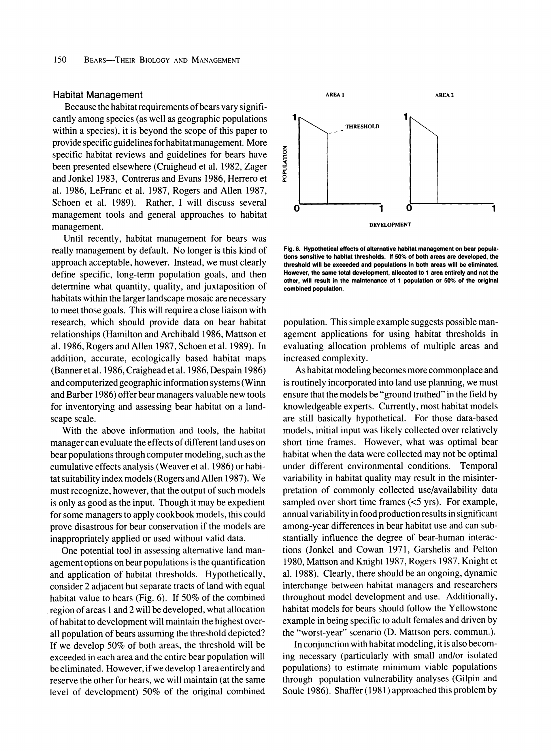## Habitat Management

Because the habitat requirements of bears vary significantly among species (as well as geographic populations within a species), it is beyond the scope of this paper to provide specific guidelines for habitat management. More specific habitat reviews and guidelines for bears have been presented elsewhere (Craighead et al. 1982, Zager and Jonkel 1983, Contreras and Evans 1986, Herrero et al. 1986, LeFranc et al. 1987, Rogers and Allen 1987, Schoen et al. 1989). Rather, I will discuss several management tools and general approaches to habitat management.

Until recently, habitat management for bears was really management by default. No longer is this kind of approach acceptable, however. Instead, we must clearly define specific, long-term population goals, and then determine what quantity, quality, and juxtaposition of habitats within the larger landscape mosaic are necessary to meet those goals. This will require a close liaison with research, which should provide data on bear habitat relationships (Hamilton and Archibald 1986, Mattson et al. 1986, Rogers and Allen 1987, Schoen et al. 1989). In addition, accurate, ecologically based habitat maps (Banner et al. 1986, Craighead et al. 1986, Despain 1986) and computerized geographic information systems (Winn and Barber 1986) offer bear managers valuable new tools for inventorying and assessing bear habitat on a landscape scale.

With the above information and tools, the habitat manager can evaluate the effects of different land uses on bear populations through computer modeling, such as the cumulative effects analysis (Weaver et al. 1986) or habitat suitability index models (Rogers and Allen 1987). We must recognize, however, that the output of such models is only as good as the input. Though it may be expedient for some managers to apply cookbook models, this could prove disastrous for bear conservation if the models are inappropriately applied or used without valid data.

One potential tool in assessing alternative land management options on bear populations is the quantification and application of habitat thresholds. Hypothetically, consider 2 adjacent but separate tracts of land with equal habitat value to bears (Fig. 6). If 50% of the combined region of areas 1 and 2 will be developed, what allocation of habitat to development will maintain the highest overall population of bears assuming the threshold depicted? If we develop 50% of both areas, the threshold will be exceeded in each area and the entire bear population will be eliminated. However, if we develop 1 area entirely and reserve the other for bears, we will maintain (at the same level of development) 50% of the original combined population. This simple example suggests possible management applications for using habitat thresholds in evaluating allocation problems of multiple areas and increased complexity.

Fig. 6. Hypothetical effects of alternative habitat management on bear populations sensitive to habitat thresholds. If 50% of both areas are developed, the threshold will be exceeded and populations in both areas will be eliminated. However, the same total development, allocated to 1 area entirely and not the other, will result in the maintenance of 1 population or 50% of the original combined population.

As habitat modeling becomes more commonplace and is routinely incorporated into land use planning, we must ensure that the models be "ground truthed" in the field by knowledgeable experts. Currently, most habitat models are still basically hypothetical. For those data-based models, initial input was likely collected over relatively short time frames. However, what was optimal bear habitat when the data were collected may not be optimal under different environmental conditions. Temporal variability in habitat quality may result in the misinterpretation of commonly collected use/availability data sampled over short time frames (<5 yrs). For example, annual variability in food production results in significant among-year differences in bear habitat use and can substantially influence the degree of bear-human interactions (Jonkel and Cowan 1971, Garshelis and Pelton 1980, Mattson and Knight 1987, Rogers 1987, Knight et al. 1988). Clearly, there should be an ongoing, dynamic interchange between habitat managers and researchers throughout model development and use. Additionally, habitat models for bears should follow the Yellowstone example in being specific to adult females and driven by the "worst-year" scenario (D. Mattson pers. commun.).

In conjunction with habitat modeling, it is also becoming necessary (particularly with small and/or isolated populations) to estimate minimum viable populations through population vulnerability analyses (Gilpin and Soule 1986). Shaffer (1981) approached this problem by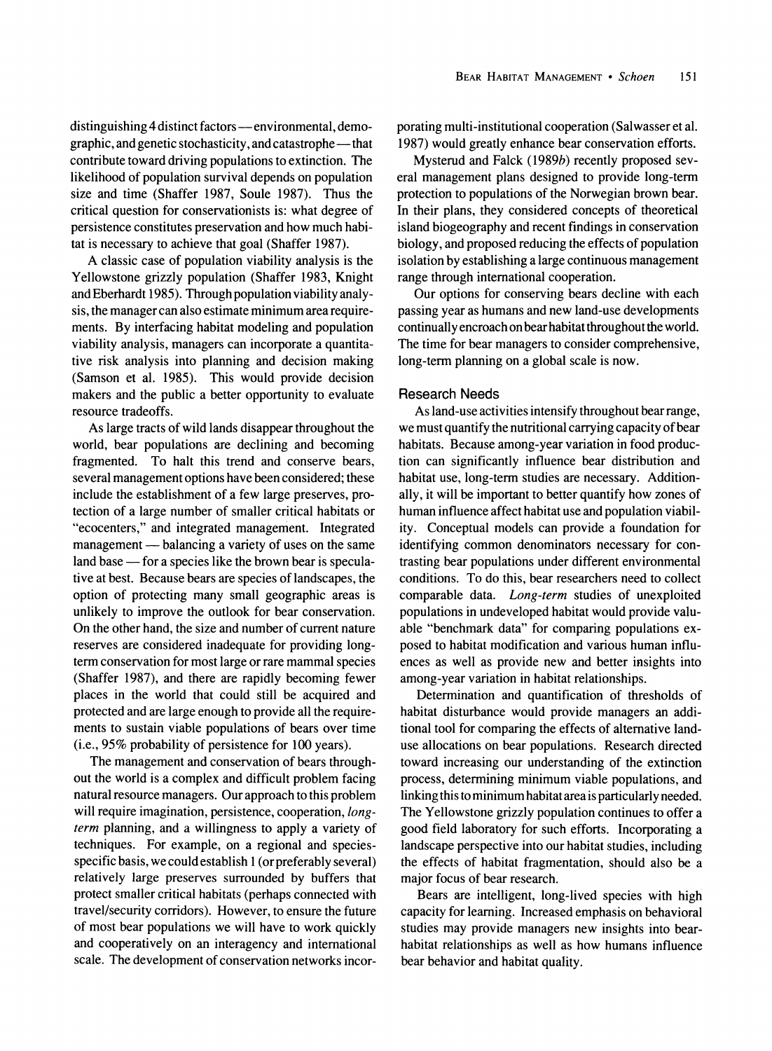distinguishing 4 distinct factors — environmental, demographic, and genetic stochasticity, and catastrophe — that contribute toward driving populations to extinction. The likelihood of population survival depends on population size and time (Shaffer 1987, Soule 1987). Thus the critical question for conservationists is: what degree of persistence constitutes preservation and how much habitat is necessary to achieve that goal (Shaffer 1987).

A classic case of population viability analysis is the Yellowstone grizzly population (Shaffer 1983, Knight and Eberhardt 1985). Through population viability analysis, the manager can also estimate minimum area requirements. By interfacing habitat modeling and population viability analysis, managers can incorporate a quantitative risk analysis into planning and decision making (Samson et al. 1985). This would provide decision makers and the public a better opportunity to evaluate resource tradeoffs.

As large tracts of wild lands disappear throughout the world, bear populations are declining and becoming fragmented. To halt this trend and conserve bears, several management options have been considered; these include the establishment of a few large preserves, protection of a large number of smaller critical habitats or "ecocenters," and integrated management. Integrated management — balancing a variety of uses on the same land base — for a species like the brown bear is speculative at best. Because bears are species of landscapes, the option of protecting many small geographic areas is unlikely to improve the outlook for bear conservation. On the other hand, the size and number of current nature reserves are considered inadequate for providing long-term conservation for most large or rare mammal species (Shaffer 1987), and there are rapidly becoming fewer places in the world that could still be acquired and protected and are large enough to provide all the requirements to sustain viable populations of bears over time (i.e., 95% probability of persistence for 100 years).

The management and conservation of bears throughout the world is a complex and difficult problem facing natural resource managers. Our approach to this problem will require imagination, persistence, cooperation, *long-term* planning, and a willingness to apply a variety of techniques. For example, on a regional and species-specific basis, we could establish 1 (or preferably several) relatively large preserves surrounded by buffers that protect smaller critical habitats (perhaps connected with travel/security corridors). However, to ensure the future of most bear populations we will have to work quickly and cooperatively on an interagency and international scale. The development of conservation networks incorporating multi-institutional cooperation (Salwasser et al. 1987) would greatly enhance bear conservation efforts.

Mysterud and Falck (1989*b*) recently proposed several management plans designed to provide long-term protection to populations of the Norwegian brown bear. In their plans, they considered concepts of theoretical island biogeography and recent findings in conservation biology, and proposed reducing the effects of population isolation by establishing a large continuous management range through international cooperation.

Our options for conserving bears decline with each passing year as humans and new land-use developments continually encroach on bear habitat throughout the world. The time for bear managers to consider comprehensive, long-term planning on a global scale is now.

### Research Needs

As land-use activities intensify throughout bear range, we must quantify the nutritional carrying capacity of bear habitats. Because among-year variation in food production can significantly influence bear distribution and habitat use, long-term studies are necessary. Additionally, it will be important to better quantify how zones of human influence affect habitat use and population viability. Conceptual models can provide a foundation for identifying common denominators necessary for contrasting bear populations under different environmental conditions. To do this, bear researchers need to collect comparable data. *Long-term* studies of unexploited populations in undeveloped habitat would provide valuable "benchmark data" for comparing populations exposed to habitat modification and various human influences as well as provide new and better insights into among-year variation in habitat relationships.

Determination and quantification of thresholds of habitat disturbance would provide managers an additional tool for comparing the effects of alternative land-use allocations on bear populations. Research directed toward increasing our understanding of the extinction process, determining minimum viable populations, and linking this to minimum habitat area is particularly needed. The Yellowstone grizzly population continues to offer a good field laboratory for such efforts. Incorporating a landscape perspective into our habitat studies, including the effects of habitat fragmentation, should also be a major focus of bear research.

Bears are intelligent, long-lived species with high capacity for learning. Increased emphasis on behavioral studies may provide managers new insights into bear-habitat relationships as well as how humans influence bear behavior and habitat quality.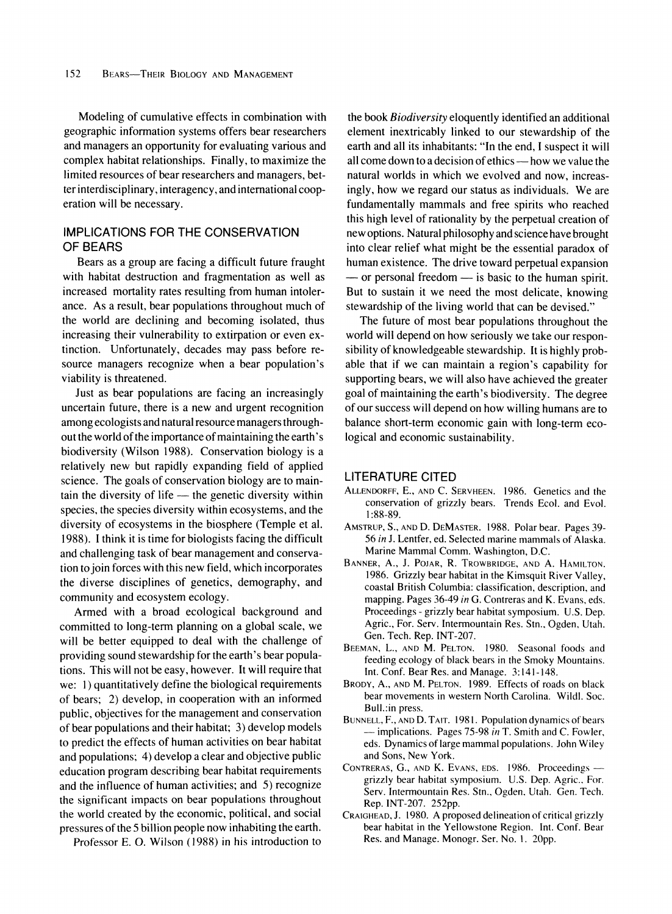Modeling of cumulative effects in combination with geographic information systems offers bear researchers and managers an opportunity for evaluating various and complex habitat relationships. Finally, to maximize the limited resources of bear researchers and managers, better interdisciplinary, interagency, and international cooperation will be necessary.

## IMPLICATIONS FOR THE CONSERVATION OF BEARS

Bears as a group are facing a difficult future fraught with habitat destruction and fragmentation as well as increased mortality rates resulting from human intolerance. As a result, bear populations throughout much of the world are declining and becoming isolated, thus increasing their vulnerability to extirpation or even extinction. Unfortunately, decades may pass before resource managers recognize when a bear population's viability is threatened.

Just as bear populations are facing an increasingly uncertain future, there is a new and urgent recognition among ecologists and natural resource managers throughout the world of the importance of maintaining the earth's biodiversity (Wilson 1988). Conservation biology is a relatively new but rapidly expanding field of applied science. The goals of conservation biology are to maintain the diversity of life — the genetic diversity within species, the species diversity within ecosystems, and the diversity of ecosystems in the biosphere (Temple et al. 1988). I think it is time for biologists facing the difficult and challenging task of bear management and conservation to join forces with this new field, which incorporates the diverse disciplines of genetics, demography, and community and ecosystem ecology.

Armed with a broad ecological background and committed to long-term planning on a global scale, we will be better equipped to deal with the challenge of providing sound stewardship for the earth's bear populations. This will not be easy, however. It will require that we: 1) quantitatively define the biological requirements of bears; 2) develop, in cooperation with an informed public, objectives for the management and conservation of bear populations and their habitat; 3) develop models to predict the effects of human activities on bear habitat and populations; 4) develop a clear and objective public education program describing bear habitat requirements and the influence of human activities; and 5) recognize the significant impacts on bear populations throughout the world created by the economic, political, and social pressures of the 5 billion people now inhabiting the earth.

Professor E. O. Wilson (1988) in his introduction to the book *Biodiversity* eloquently identified an additional element inextricably linked to our stewardship of the earth and all its inhabitants: "In the end, I suspect it will all come down to a decision of ethics — how we value the natural worlds in which we evolved and now, increasingly, how we regard our status as individuals. We are fundamentally mammals and free spirits who reached this high level of rationality by the perpetual creation of new options. Natural philosophy and science have brought into clear relief what might be the essential paradox of human existence. The drive toward perpetual expansion — or personal freedom — is basic to the human spirit. But to sustain it we need the most delicate, knowing stewardship of the living world that can be devised."

The future of most bear populations throughout the world will depend on how seriously we take our responsibility of knowledgeable stewardship. It is highly probable that if we can maintain a region's capability for supporting bears, we will also have achieved the greater goal of maintaining the earth's biodiversity. The degree of our success will depend on how willing humans are to balance short-term economic gain with long-term ecological and economic sustainability.

## LITERATURE CITED

ALLENDORFF, E., AND C. SERVHEEN. 1986. Genetics and the conservation of grizzly bears. Trends Ecol. and Evol. 1:88-89.

AMSTRUP, S., AND D. DEMASTER. 1988. Polar bear. Pages 39-56 *in* J. Lentfer, ed. Selected marine mammals of Alaska. Marine Mammal Comm. Washington, D.C.

BANNER, A., J. POJAR, R. TROWBRIDGE, AND A. HAMILTON. 1986. Grizzly bear habitat in the Kimsquit River Valley, coastal British Columbia: classification, description, and mapping. Pages 36-49 *in* G. Contreras and K. Evans, eds. Proceedings - grizzly bear habitat symposium. U.S. Dep. Agric., For. Serv. Intermountain Res. Stn., Ogden, Utah. Gen. Tech. Rep. INT-207.

BEEMAN, L., AND M. PELTON. 1980. Seasonal foods and feeding ecology of black bears in the Smoky Mountains. Int. Conf. Bear Res. and Manage. 3:141-148.

BRODY, A., AND M. PELTON. 1989. Effects of roads on black bear movements in western North Carolina. Wildl. Soc. Bull.:in press.

BUNNELL, F., AND D. TAIT. 1981. Population dynamics of bears — implications. Pages 75-98 *in* T. Smith and C. Fowler, eds. Dynamics of large mammal populations. John Wiley and Sons, New York.

CONTRERAS, G., AND K. EVANS, EDS. 1986. Proceedings — grizzly bear habitat symposium. U.S. Dep. Agric., For. Serv. Intermountain Res. Stn., Ogden, Utah. Gen. Tech. Rep. INT-207. 252pp.

CRAIGHEAD, J. 1980. A proposed delineation of critical grizzly bear habitat in the Yellowstone Region. Int. Conf. Bear Res. and Manage. Monogr. Ser. No. 1. 20pp.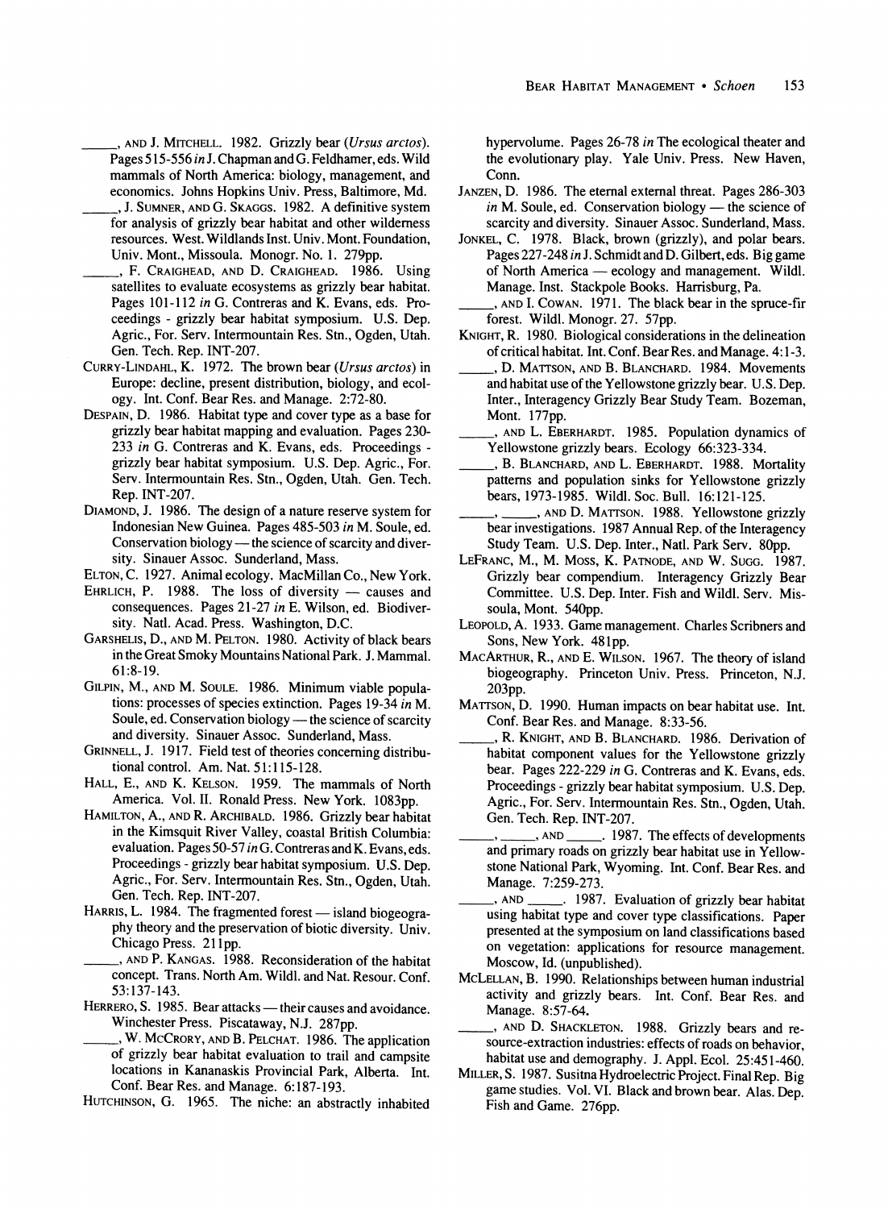_____, and J. Mitchell. 1982. Grizzly bear (*Ursus arctos*). Pages 515-556 *in* J. Chapman and G. Feldhamer, eds. Wild mammals of North America: biology, management, and economics. Johns Hopkins Univ. Press, Baltimore, Md.

_____, J. Sumner, and G. Skaggs. 1982. A definitive system for analysis of grizzly bear habitat and other wilderness resources. West. Wildlands Inst. Univ. Mont. Foundation, Univ. Mont., Missoula. Monogr. No. 1. 279pp.

_____, F. Craighead, and D. Craighead. 1986. Using satellites to evaluate ecosystems as grizzly bear habitat. Pages 101-112 *in* G. Contreras and K. Evans, eds. Proceedings - grizzly bear habitat symposium. U.S. Dep. Agric., For. Serv. Intermountain Res. Stn., Ogden, Utah. Gen. Tech. Rep. INT-207.

Curry-Lindahl, K. 1972. The brown bear (*Ursus arctos*) in Europe: decline, present distribution, biology, and ecology. Int. Conf. Bear Res. and Manage. 2:72-80.

Despain, D. 1986. Habitat type and cover type as a base for grizzly bear habitat mapping and evaluation. Pages 230-233 *in* G. Contreras and K. Evans, eds. Proceedings - grizzly bear habitat symposium. U.S. Dep. Agric., For. Serv. Intermountain Res. Stn., Ogden, Utah. Gen. Tech. Rep. INT-207.

Diamond, J. 1986. The design of a nature reserve system for Indonesian New Guinea. Pages 485-503 *in* M. Soule, ed. Conservation biology — the science of scarcity and diversity. Sinauer Assoc. Sunderland, Mass.

Elton, C. 1927. Animal ecology. MacMillan Co., New York.

Ehrlich, P. 1988. The loss of diversity — causes and consequences. Pages 21-27 *in* E. Wilson, ed. Biodiversity. Natl. Acad. Press. Washington, D.C.

Garshelis, D., and M. Pelton. 1980. Activity of black bears in the Great Smoky Mountains National Park. J. Mammal. 61:8-19.

Gilpin, M., and M. Soule. 1986. Minimum viable populations: processes of species extinction. Pages 19-34 *in* M. Soule, ed. Conservation biology — the science of scarcity and diversity. Sinauer Assoc. Sunderland, Mass.

Grinnell, J. 1917. Field test of theories concerning distributional control. Am. Nat. 51:115-128.

Hall, E., and K. Kelson. 1959. The mammals of North America. Vol. II. Ronald Press. New York. 1083pp.

Hamilton, A., and R. Archibald. 1986. Grizzly bear habitat in the Kimsquit River Valley, coastal British Columbia: evaluation. Pages 50-57 *in* G. Contreras and K. Evans, eds. Proceedings - grizzly bear habitat symposium. U.S. Dep. Agric., For. Serv. Intermountain Res. Stn., Ogden, Utah. Gen. Tech. Rep. INT-207.

Harris, L. 1984. The fragmented forest — island biogeography theory and the preservation of biotic diversity. Univ. Chicago Press. 211pp.

_____, and P. Kangas. 1988. Reconsideration of the habitat concept. Trans. North Am. Wildl. and Nat. Resour. Conf. 53:137-143.

Herrero, S. 1985. Bear attacks — their causes and avoidance. Winchester Press. Piscataway, N.J. 287pp.

_____, W. McCrory, and B. Pelchat. 1986. The application of grizzly bear habitat evaluation to trail and campsite locations in Kananaskis Provincial Park, Alberta. Int. Conf. Bear Res. and Manage. 6:187-193.

Hutchinson, G. 1965. The niche: an abstractly inhabited hypervolume. Pages 26-78 *in* The ecological theater and the evolutionary play. Yale Univ. Press. New Haven, Conn.

Janzen, D. 1986. The eternal external threat. Pages 286-303 *in* M. Soule, ed. Conservation biology — the science of scarcity and diversity. Sinauer Assoc. Sunderland, Mass.

Jonkel, C. 1978. Black, brown (grizzly), and polar bears. Pages 227-248 *in* J. Schmidt and D. Gilbert, eds. Big game of North America — ecology and management. Wildl. Manage. Inst. Stackpole Books. Harrisburg, Pa.

_____, and I. Cowan. 1971. The black bear in the spruce-fir forest. Wildl. Monogr. 27. 57pp.

Knight, R. 1980. Biological considerations in the delineation of critical habitat. Int. Conf. Bear Res. and Manage. 4:1-3.

_____, D. Mattson, and B. Blanchard. 1984. Movements and habitat use of the Yellowstone grizzly bear. U.S. Dep. Inter., Interagency Grizzly Bear Study Team. Bozeman, Mont. 177pp.

_____, and L. Eberhardt. 1985. Population dynamics of Yellowstone grizzly bears. Ecology 66:323-334.

_____, B. Blanchard, and L. Eberhardt. 1988. Mortality patterns and population sinks for Yellowstone grizzly bears, 1973-1985. Wildl. Soc. Bull. 16:121-125.

_____, _____, and D. Mattson. 1988. Yellowstone grizzly bear investigations. 1987 Annual Rep. of the Interagency Study Team. U.S. Dep. Inter., Natl. Park Serv. 80pp.

LeFranc, M., M. Moss, K. Patnode, and W. Sugg. 1987. Grizzly bear compendium. Interagency Grizzly Bear Committee. U.S. Dep. Inter. Fish and Wildl. Serv. Missoula, Mont. 540pp.

Leopold, A. 1933. Game management. Charles Scribners and Sons, New York. 481pp.

MacArthur, R., and E. Wilson. 1967. The theory of island biogeography. Princeton Univ. Press. Princeton, N.J. 203pp.

Mattson, D. 1990. Human impacts on bear habitat use. Int. Conf. Bear Res. and Manage. 8:33-56.

_____, R. Knight, and B. Blanchard. 1986. Derivation of habitat component values for the Yellowstone grizzly bear. Pages 222-229 *in* G. Contreras and K. Evans, eds. Proceedings - grizzly bear habitat symposium. U.S. Dep. Agric., For. Serv. Intermountain Res. Stn., Ogden, Utah. Gen. Tech. Rep. INT-207.

_____, _____, and _____. 1987. The effects of developments and primary roads on grizzly bear habitat use in Yellowstone National Park, Wyoming. Int. Conf. Bear Res. and Manage. 7:259-273.

_____, and _____. 1987. Evaluation of grizzly bear habitat using habitat type and cover type classifications. Paper presented at the symposium on land classifications based on vegetation: applications for resource management. Moscow, Id. (unpublished).

McLellan, B. 1990. Relationships between human industrial activity and grizzly bears. Int. Conf. Bear Res. and Manage. 8:57-64.

_____, and D. Shackleton. 1988. Grizzly bears and resource-extraction industries: effects of roads on behavior, habitat use and demography. J. Appl. Ecol. 25:451-460.

Miller, S. 1987. Susitna Hydroelectric Project. Final Rep. Big game studies. Vol. VI. Black and brown bear. Alas. Dep. Fish and Game. 276pp.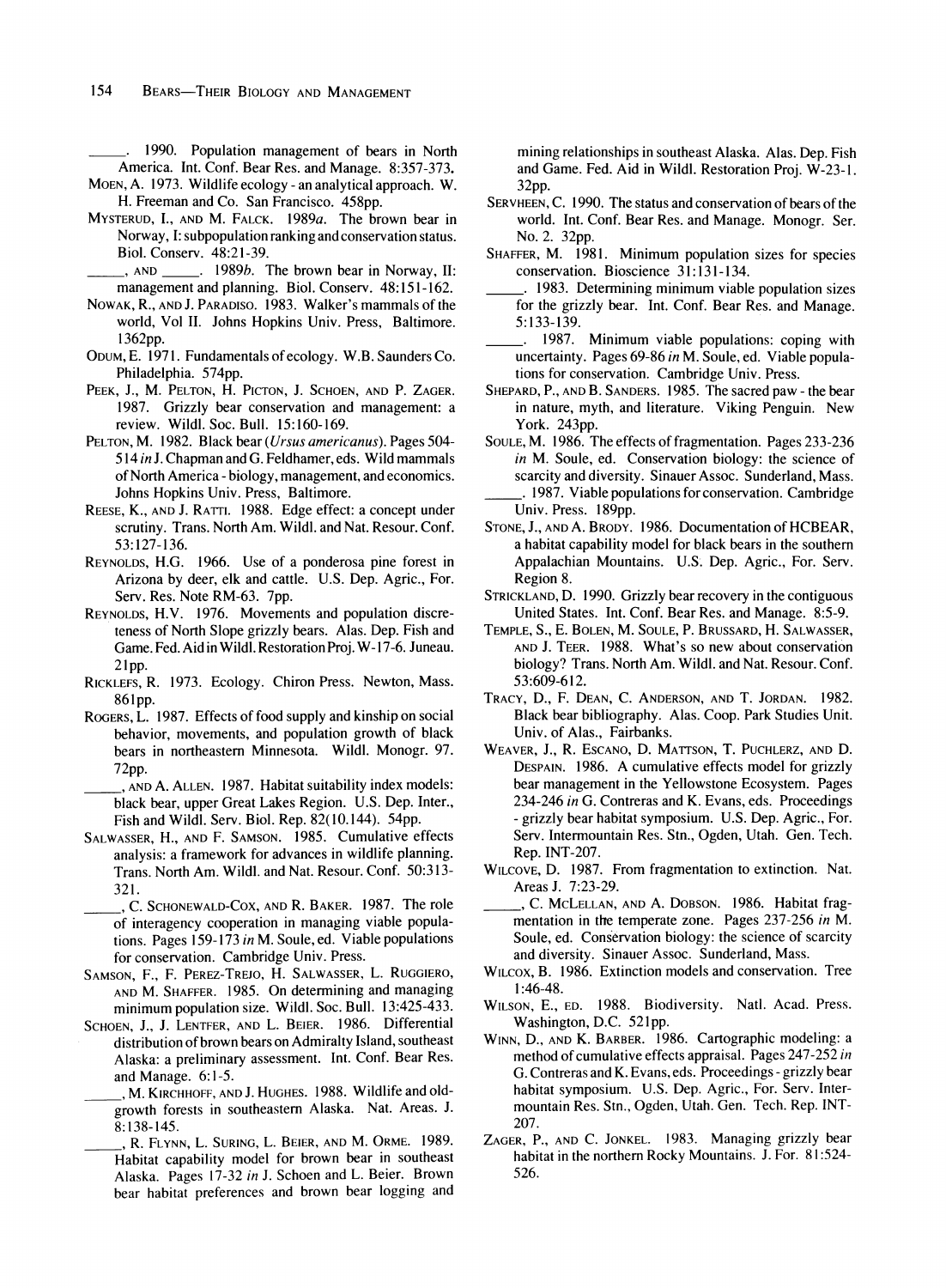_____. 1990. Population management of bears in North America. Int. Conf. Bear Res. and Manage. 8:357-373.

MOEN, A. 1973. Wildlife ecology - an analytical approach. W. H. Freeman and Co. San Francisco. 458pp.

MYSTERUD, I., AND M. FALCK. 1989*a*. The brown bear in Norway, I: subpopulation ranking and conservation status. Biol. Conserv. 48:21-39.

_____, AND _____. 1989*b*. The brown bear in Norway, II: management and planning. Biol. Conserv. 48:151-162.

NOWAK, R., AND J. PARADISO. 1983. Walker's mammals of the world, Vol II. Johns Hopkins Univ. Press, Baltimore. 1362pp.

ODUM, E. 1971. Fundamentals of ecology. W.B. Saunders Co. Philadelphia. 574pp.

PEEK, J., M. PELTON, H. PICTON, J. SCHOEN, AND P. ZAGER. 1987. Grizzly bear conservation and management: a review. Wildl. Soc. Bull. 15:160-169.

PELTON, M. 1982. Black bear (*Ursus americanus*). Pages 504-514 *in* J. Chapman and G. Feldhamer, eds. Wild mammals of North America - biology, management, and economics. Johns Hopkins Univ. Press, Baltimore.

REESE, K., AND J. RATTI. 1988. Edge effect: a concept under scrutiny. Trans. North Am. Wildl. and Nat. Resour. Conf. 53:127-136.

REYNOLDS, H.G. 1966. Use of a ponderosa pine forest in Arizona by deer, elk and cattle. U.S. Dep. Agric., For. Serv. Res. Note RM-63. 7pp.

REYNOLDS, H.V. 1976. Movements and population discreteness of North Slope grizzly bears. Alas. Dep. Fish and Game. Fed. Aid in Wildl. Restoration Proj. W-17-6. Juneau. 21pp.

RICKLEFS, R. 1973. Ecology. Chiron Press. Newton, Mass. 861pp.

ROGERS, L. 1987. Effects of food supply and kinship on social behavior, movements, and population growth of black bears in northeastern Minnesota. Wildl. Monogr. 97. 72pp.

_____, AND A. ALLEN. 1987. Habitat suitability index models: black bear, upper Great Lakes Region. U.S. Dep. Inter., Fish and Wildl. Serv. Biol. Rep. 82(10.144). 54pp.

SALWASSER, H., AND F. SAMSON. 1985. Cumulative effects analysis: a framework for advances in wildlife planning. Trans. North Am. Wildl. and Nat. Resour. Conf. 50:313-321.

_____, C. SCHONEWALD-COX, AND R. BAKER. 1987. The role of interagency cooperation in managing viable populations. Pages 159-173 *in* M. Soule, ed. Viable populations for conservation. Cambridge Univ. Press.

SAMSON, F., F. PEREZ-TREJO, H. SALWASSER, L. RUGGIERO, AND M. SHAFFER. 1985. On determining and managing minimum population size. Wildl. Soc. Bull. 13:425-433.

SCHOEN, J., J. LENTFER, AND L. BEIER. 1986. Differential distribution of brown bears on Admiralty Island, southeast Alaska: a preliminary assessment. Int. Conf. Bear Res. and Manage. 6:1-5.

_____, M. KIRCHHOFF, AND J. HUGHES. 1988. Wildlife and old-growth forests in southeastern Alaska. Nat. Areas. J. 8:138-145.

_____, R. FLYNN, L. SURING, L. BEIER, AND M. ORME. 1989. Habitat capability model for brown bear in southeast Alaska. Pages 17-32 *in* J. Schoen and L. Beier. Brown bear habitat preferences and brown bear logging and mining relationships in southeast Alaska. Alas. Dep. Fish and Game. Fed. Aid in Wildl. Restoration Proj. W-23-1. 32pp.

SERVHEEN, C. 1990. The status and conservation of bears of the world. Int. Conf. Bear Res. and Manage. Monogr. Ser. No. 2. 32pp.

SHAFFER, M. 1981. Minimum population sizes for species conservation. Bioscience 31:131-134.

_____. 1983. Determining minimum viable population sizes for the grizzly bear. Int. Conf. Bear Res. and Manage. 5:133-139.

_____. 1987. Minimum viable populations: coping with uncertainty. Pages 69-86 *in* M. Soule, ed. Viable populations for conservation. Cambridge Univ. Press.

SHEPARD, P., AND B. SANDERS. 1985. The sacred paw - the bear in nature, myth, and literature. Viking Penguin. New York. 243pp.

SOULE, M. 1986. The effects of fragmentation. Pages 233-236 *in* M. Soule, ed. Conservation biology: the science of scarcity and diversity. Sinauer Assoc. Sunderland, Mass.

_____. 1987. Viable populations for conservation. Cambridge Univ. Press. 189pp.

STONE, J., AND A. BRODY. 1986. Documentation of HCBEAR, a habitat capability model for black bears in the southern Appalachian Mountains. U.S. Dep. Agric., For. Serv. Region 8.

STRICKLAND, D. 1990. Grizzly bear recovery in the contiguous United States. Int. Conf. Bear Res. and Manage. 8:5-9.

TEMPLE, S., E. BOLEN, M. SOULE, P. BRUSSARD, H. SALWASSER, AND J. TEER. 1988. What's so new about conservation biology? Trans. North Am. Wildl. and Nat. Resour. Conf. 53:609-612.

TRACY, D., F. DEAN, C. ANDERSON, AND T. JORDAN. 1982. Black bear bibliography. Alas. Coop. Park Studies Unit. Univ. of Alas., Fairbanks.

WEAVER, J., R. ESCANO, D. MATTSON, T. PUCHLERZ, AND D. DESPAIN. 1986. A cumulative effects model for grizzly bear management in the Yellowstone Ecosystem. Pages 234-246 *in* G. Contreras and K. Evans, eds. Proceedings - grizzly bear habitat symposium. U.S. Dep. Agric., For. Serv. Intermountain Res. Stn., Ogden, Utah. Gen. Tech. Rep. INT-207.

WILCOVE, D. 1987. From fragmentation to extinction. Nat. Areas J. 7:23-29.

_____, C. MCLELLAN, AND A. DOBSON. 1986. Habitat fragmentation in the temperate zone. Pages 237-256 *in* M. Soule, ed. Conservation biology: the science of scarcity and diversity. Sinauer Assoc. Sunderland, Mass.

WILCOX, B. 1986. Extinction models and conservation. Tree 1:46-48.

WILSON, E., ED. 1988. Biodiversity. Natl. Acad. Press. Washington, D.C. 521pp.

WINN, D., AND K. BARBER. 1986. Cartographic modeling: a method of cumulative effects appraisal. Pages 247-252 *in* G. Contreras and K. Evans, eds. Proceedings - grizzly bear habitat symposium. U.S. Dep. Agric., For. Serv. Intermountain Res. Stn., Ogden, Utah. Gen. Tech. Rep. INT-207.

ZAGER, P., AND C. JONKEL. 1983. Managing grizzly bear habitat in the northern Rocky Mountains. J. For. 81:524-526.